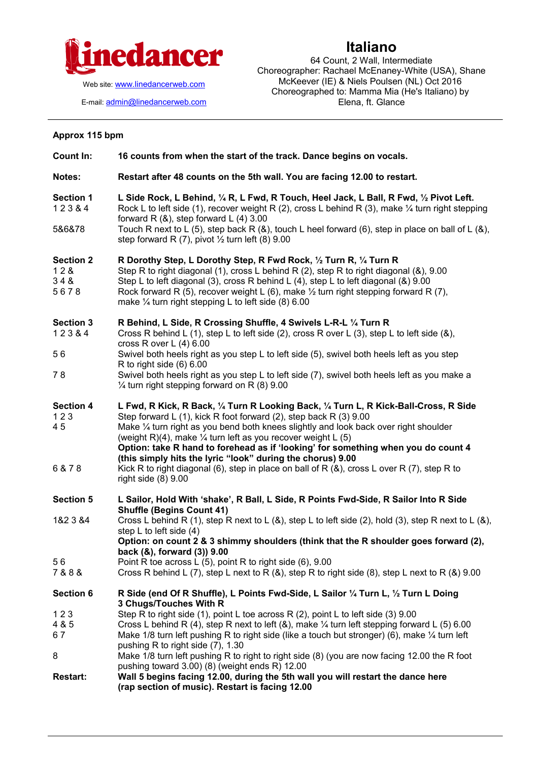Linedancer

Web site: [www.linedancerweb.com](http://www.linedancerweb.com)

E-mail: [admin@linedancerweb.com](mailto:admin@linedancerweb.com)

# Italiano

64 Count, 2 Wall, Intermediate
Choreographer: Rachael McEnaney-White (USA), Shane McKeever (IE) & Niels Poulsen (NL) Oct 2016
Choreographed to: Mamma Mia (He's Italiano) by Elena, ft. Glance

---

**Approx 115 bpm**

| | |
|---|---|
| **Count In:** | **16 counts from when the start of the track. Dance begins on vocals.** |
| **Notes:** | **Restart after 48 counts on the 5th wall. You are facing 12.00 to restart.** |
| **Section 1** | **L Side Rock, L Behind, ¼ R, L Fwd, R Touch, Heel Jack, L Ball, R Fwd, ½ Pivot Left.** |
| 1 2 3 & 4 | Rock L to left side (1), recover weight R (2), cross L behind R (3), make ¼ turn right stepping forward R (&), step forward L (4) 3.00 |
| 5&6&78 | Touch R next to L (5), step back R (&), touch L heel forward (6), step in place on ball of L (&), step forward R (7), pivot ½ turn left (8) 9.00 |
| **Section 2** | **R Dorothy Step, L Dorothy Step, R Fwd Rock, ½ Turn R, ¼ Turn R** |
| 1 2 & | Step R to right diagonal (1), cross L behind R (2), step R to right diagonal (&), 9.00 |
| 3 4 & | Step L to left diagonal (3), cross R behind L (4), step L to left diagonal (&) 9.00 |
| 5 6 7 8 | Rock forward R (5), recover weight L (6), make ½ turn right stepping forward R (7), make ¼ turn right stepping L to left side (8) 6.00 |
| **Section 3** | **R Behind, L Side, R Crossing Shuffle, 4 Swivels L-R-L ¼ Turn R** |
| 1 2 3 & 4 | Cross R behind L (1), step L to left side (2), cross R over L (3), step L to left side (&), cross R over L (4) 6.00 |
| 5 6 | Swivel both heels right as you step L to left side (5), swivel both heels left as you step R to right side (6) 6.00 |
| 7 8 | Swivel both heels right as you step L to left side (7), swivel both heels left as you make a ¼ turn right stepping forward on R (8) 9.00 |
| **Section 4** | **L Fwd, R Kick, R Back, ¼ Turn R Looking Back, ¼ Turn L, R Kick-Ball-Cross, R Side** |
| 1 2 3 | Step forward L (1), kick R foot forward (2), step back R (3) 9.00 |
| 4 5 | Make ¼ turn right as you bend both knees slightly and look back over right shoulder (weight R)(4), make ¼ turn left as you recover weight L (5)<br>**Option: take R hand to forehead as if 'looking' for something when you do count 4 (this simply hits the lyric "look" during the chorus) 9.00** |
| 6 & 7 8 | Kick R to right diagonal (6), step in place on ball of R (&), cross L over R (7), step R to right side (8) 9.00 |
| **Section 5** | **L Sailor, Hold With 'shake', R Ball, L Side, R Points Fwd-Side, R Sailor Into R Side Shuffle (Begins Count 41)** |
| 1&2 3 &4 | Cross L behind R (1), step R next to L (&), step L to left side (2), hold (3), step R next to L (&), step L to left side (4)<br>**Option: on count 2 & 3 shimmy shoulders (think that the R shoulder goes forward (2), back (&), forward (3)) 9.00** |
| 5 6 | Point R toe across L (5), point R to right side (6), 9.00 |
| 7 & 8 & | Cross R behind L (7), step L next to R (&), step R to right side (8), step L next to R (&) 9.00 |
| **Section 6** | **R Side (end Of R Shuffle), L Points Fwd-Side, L Sailor ¼ Turn L, ½ Turn L Doing 3 Chugs/Touches With R** |
| 1 2 3 | Step R to right side (1), point L toe across R (2), point L to left side (3) 9.00 |
| 4 & 5 | Cross L behind R (4), step R next to left (&), make ¼ turn left stepping forward L (5) 6.00 |
| 6 7 | Make 1/8 turn left pushing R to right side (like a touch but stronger) (6), make ¼ turn left pushing R to right side (7), 1.30 |
| 8 | Make 1/8 turn left pushing R to right to right side (8) (you are now facing 12.00 the R foot pushing toward 3.00) (8) (weight ends R) 12.00 |
| **Restart:** | **Wall 5 begins facing 12.00, during the 5th wall you will restart the dance here (rap section of music). Restart is facing 12.00** |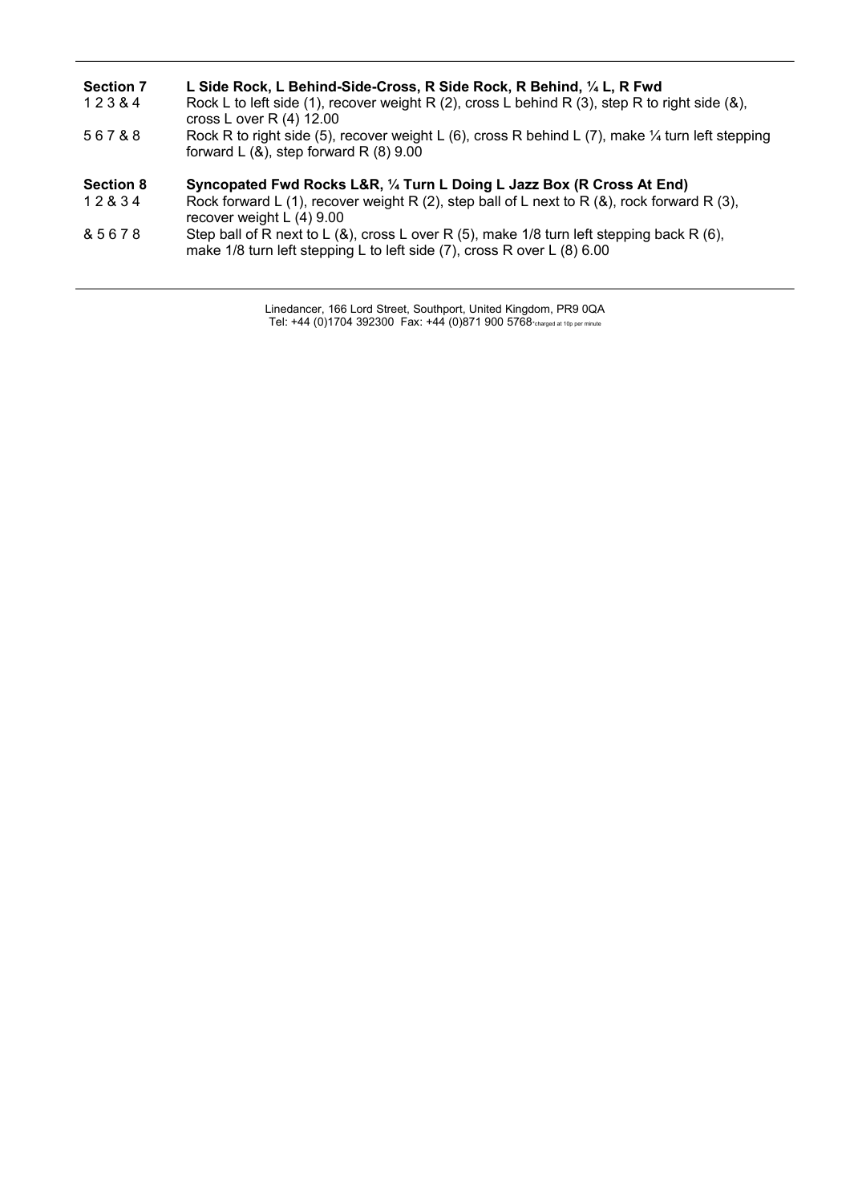**Section 7** **L Side Rock, L Behind-Side-Cross, R Side Rock, R Behind, ¼ L, R Fwd**

1 2 3 & 4 Rock L to left side (1), recover weight R (2), cross L behind R (3), step R to right side (&), cross L over R (4) 12.00

5 6 7 & 8 Rock R to right side (5), recover weight L (6), cross R behind L (7), make ¼ turn left stepping forward L (&), step forward R (8) 9.00

**Section 8** **Syncopated Fwd Rocks L&R, ¼ Turn L Doing L Jazz Box (R Cross At End)**

1 2 & 3 4 Rock forward L (1), recover weight R (2), step ball of L next to R (&), rock forward R (3), recover weight L (4) 9.00

& 5 6 7 8 Step ball of R next to L (&), cross L over R (5), make 1/8 turn left stepping back R (6), make 1/8 turn left stepping L to left side (7), cross R over L (8) 6.00

Linedancer, 166 Lord Street, Southport, United Kingdom, PR9 0QA
Tel: +44 (0)1704 392300 Fax: +44 (0)871 900 5768*charged at 10p per minute